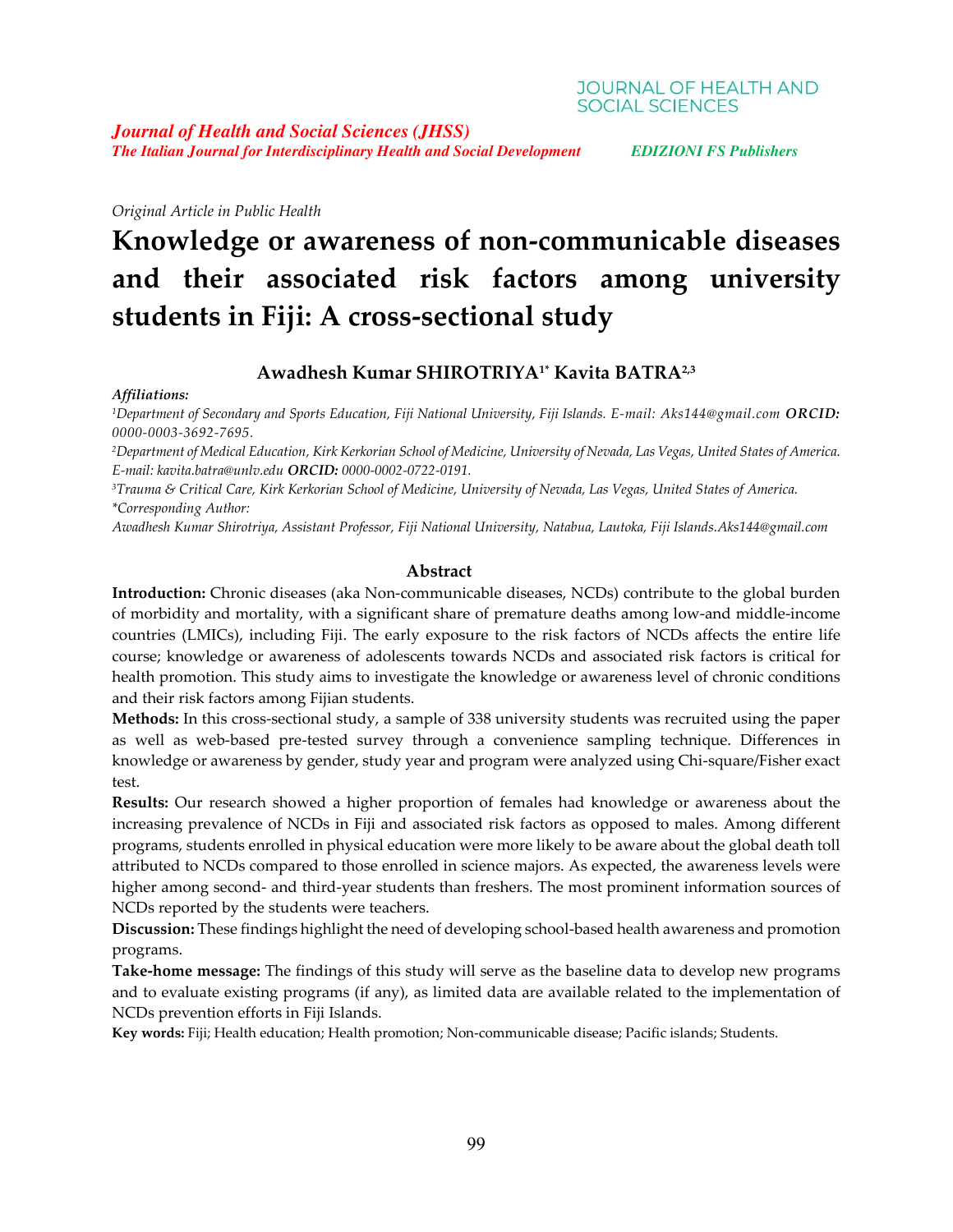Original Article in Public Health

# Knowledge or awareness of non-communicable diseases and their associated risk factors among university students in Fiji: A cross-sectional study

**Awadhesh Kumar SHIROTRIYA[1]* Kavita BATRA[2,3]**

***Affiliations:***

[1]*Department of Secondary and Sports Education, Fiji National University, Fiji Islands. E-mail: Aks144@gmail.com* ***ORCID:*** *0000-0003-3692-7695.*

[2]*Department of Medical Education, Kirk Kerkorian School of Medicine, University of Nevada, Las Vegas, United States of America. E-mail: kavita.batra@unlv.edu* ***ORCID:*** *0000-0002-0722-0191.*

[3]*Trauma & Critical Care, Kirk Kerkorian School of Medicine, University of Nevada, Las Vegas, United States of America.*

*\*Corresponding Author:*

*Awadhesh Kumar Shirotriya, Assistant Professor, Fiji National University, Natabua, Lautoka, Fiji Islands.Aks144@gmail.com*

## Abstract

**Introduction:** Chronic diseases (aka Non-communicable diseases, NCDs) contribute to the global burden of morbidity and mortality, with a significant share of premature deaths among low-and middle-income countries (LMICs), including Fiji. The early exposure to the risk factors of NCDs affects the entire life course; knowledge or awareness of adolescents towards NCDs and associated risk factors is critical for health promotion. This study aims to investigate the knowledge or awareness level of chronic conditions and their risk factors among Fijian students.

**Methods:** In this cross-sectional study, a sample of 338 university students was recruited using the paper as well as web-based pre-tested survey through a convenience sampling technique. Differences in knowledge or awareness by gender, study year and program were analyzed using Chi-square/Fisher exact test.

**Results:** Our research showed a higher proportion of females had knowledge or awareness about the increasing prevalence of NCDs in Fiji and associated risk factors as opposed to males. Among different programs, students enrolled in physical education were more likely to be aware about the global death toll attributed to NCDs compared to those enrolled in science majors. As expected, the awareness levels were higher among second- and third-year students than freshers. The most prominent information sources of NCDs reported by the students were teachers.

**Discussion:** These findings highlight the need of developing school-based health awareness and promotion programs.

**Take-home message:** The findings of this study will serve as the baseline data to develop new programs and to evaluate existing programs (if any), as limited data are available related to the implementation of NCDs prevention efforts in Fiji Islands.

**Key words:** Fiji; Health education; Health promotion; Non-communicable disease; Pacific islands; Students.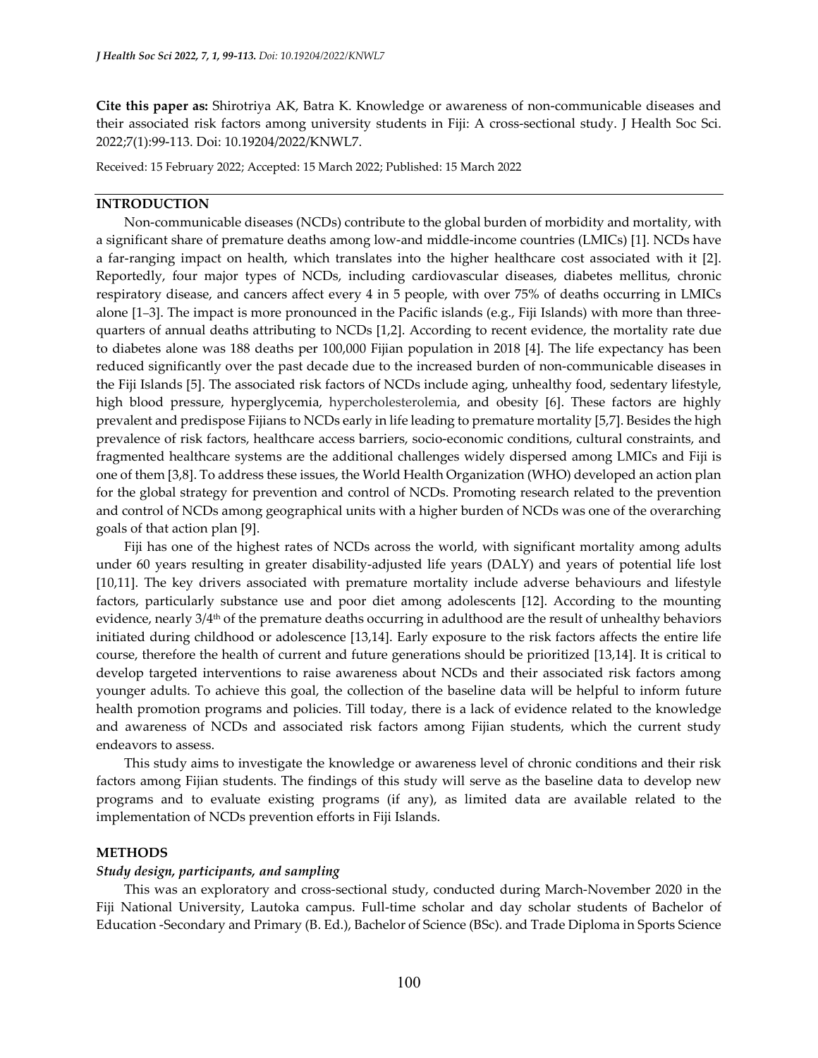**Cite this paper as:** Shirotriya AK, Batra K. Knowledge or awareness of non-communicable diseases and their associated risk factors among university students in Fiji: A cross-sectional study. J Health Soc Sci. 2022;7(1):99-113. Doi: 10.19204/2022/KNWL7.

Received: 15 February 2022; Accepted: 15 March 2022; Published: 15 March 2022

## INTRODUCTION

Non-communicable diseases (NCDs) contribute to the global burden of morbidity and mortality, with a significant share of premature deaths among low-and middle-income countries (LMICs) [1]. NCDs have a far-ranging impact on health, which translates into the higher healthcare cost associated with it [2]. Reportedly, four major types of NCDs, including cardiovascular diseases, diabetes mellitus, chronic respiratory disease, and cancers affect every 4 in 5 people, with over 75% of deaths occurring in LMICs alone [1–3]. The impact is more pronounced in the Pacific islands (e.g., Fiji Islands) with more than three-quarters of annual deaths attributing to NCDs [1,2]. According to recent evidence, the mortality rate due to diabetes alone was 188 deaths per 100,000 Fijian population in 2018 [4]. The life expectancy has been reduced significantly over the past decade due to the increased burden of non-communicable diseases in the Fiji Islands [5]. The associated risk factors of NCDs include aging, unhealthy food, sedentary lifestyle, high blood pressure, hyperglycemia, hypercholesterolemia, and obesity [6]. These factors are highly prevalent and predispose Fijians to NCDs early in life leading to premature mortality [5,7]. Besides the high prevalence of risk factors, healthcare access barriers, socio-economic conditions, cultural constraints, and fragmented healthcare systems are the additional challenges widely dispersed among LMICs and Fiji is one of them [3,8]. To address these issues, the World Health Organization (WHO) developed an action plan for the global strategy for prevention and control of NCDs. Promoting research related to the prevention and control of NCDs among geographical units with a higher burden of NCDs was one of the overarching goals of that action plan [9].

Fiji has one of the highest rates of NCDs across the world, with significant mortality among adults under 60 years resulting in greater disability-adjusted life years (DALY) and years of potential life lost [10,11]. The key drivers associated with premature mortality include adverse behaviours and lifestyle factors, particularly substance use and poor diet among adolescents [12]. According to the mounting evidence, nearly 3/4th of the premature deaths occurring in adulthood are the result of unhealthy behaviors initiated during childhood or adolescence [13,14]. Early exposure to the risk factors affects the entire life course, therefore the health of current and future generations should be prioritized [13,14]. It is critical to develop targeted interventions to raise awareness about NCDs and their associated risk factors among younger adults. To achieve this goal, the collection of the baseline data will be helpful to inform future health promotion programs and policies. Till today, there is a lack of evidence related to the knowledge and awareness of NCDs and associated risk factors among Fijian students, which the current study endeavors to assess.

This study aims to investigate the knowledge or awareness level of chronic conditions and their risk factors among Fijian students. The findings of this study will serve as the baseline data to develop new programs and to evaluate existing programs (if any), as limited data are available related to the implementation of NCDs prevention efforts in Fiji Islands.

## METHODS

### *Study design, participants, and sampling*

This was an exploratory and cross-sectional study, conducted during March-November 2020 in the Fiji National University, Lautoka campus. Full-time scholar and day scholar students of Bachelor of Education -Secondary and Primary (B. Ed.), Bachelor of Science (BSc). and Trade Diploma in Sports Science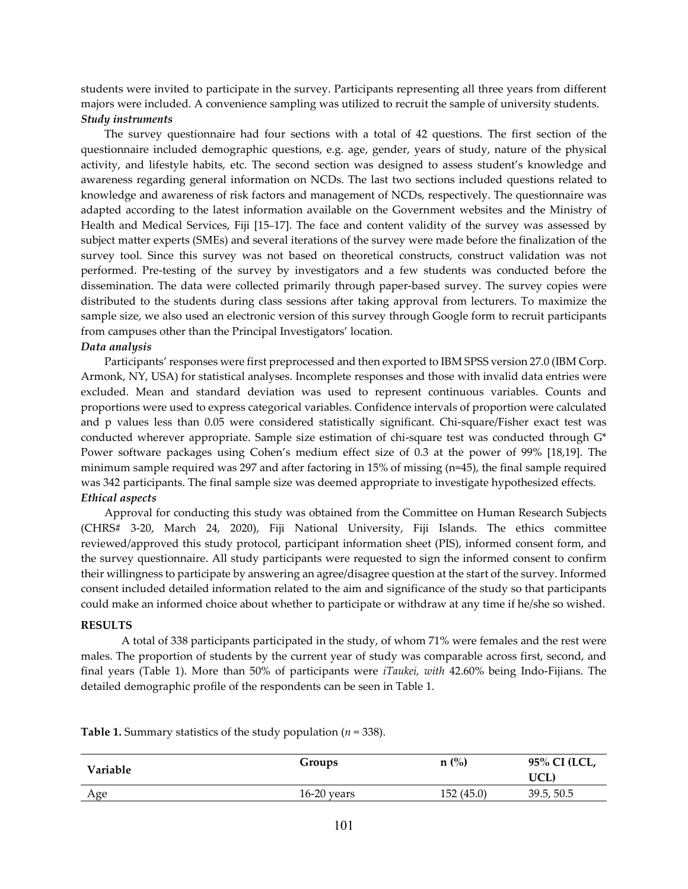students were invited to participate in the survey. Participants representing all three years from different majors were included. A convenience sampling was utilized to recruit the sample of university students.

***Study instruments***

The survey questionnaire had four sections with a total of 42 questions. The first section of the questionnaire included demographic questions, e.g. age, gender, years of study, nature of the physical activity, and lifestyle habits, etc. The second section was designed to assess student's knowledge and awareness regarding general information on NCDs. The last two sections included questions related to knowledge and awareness of risk factors and management of NCDs, respectively. The questionnaire was adapted according to the latest information available on the Government websites and the Ministry of Health and Medical Services, Fiji [15–17]. The face and content validity of the survey was assessed by subject matter experts (SMEs) and several iterations of the survey were made before the finalization of the survey tool. Since this survey was not based on theoretical constructs, construct validation was not performed. Pre-testing of the survey by investigators and a few students was conducted before the dissemination. The data were collected primarily through paper-based survey. The survey copies were distributed to the students during class sessions after taking approval from lecturers. To maximize the sample size, we also used an electronic version of this survey through Google form to recruit participants from campuses other than the Principal Investigators' location.

***Data analysis***

Participants' responses were first preprocessed and then exported to IBM SPSS version 27.0 (IBM Corp. Armonk, NY, USA) for statistical analyses. Incomplete responses and those with invalid data entries were excluded. Mean and standard deviation was used to represent continuous variables. Counts and proportions were used to express categorical variables. Confidence intervals of proportion were calculated and p values less than 0.05 were considered statistically significant. Chi-square/Fisher exact test was conducted wherever appropriate. Sample size estimation of chi-square test was conducted through G* Power software packages using Cohen's medium effect size of 0.3 at the power of 99% [18,19]. The minimum sample required was 297 and after factoring in 15% of missing (n=45), the final sample required was 342 participants. The final sample size was deemed appropriate to investigate hypothesized effects.

***Ethical aspects***

Approval for conducting this study was obtained from the Committee on Human Research Subjects (CHRS# 3-20, March 24, 2020), Fiji National University, Fiji Islands. The ethics committee reviewed/approved this study protocol, participant information sheet (PIS), informed consent form, and the survey questionnaire. All study participants were requested to sign the informed consent to confirm their willingness to participate by answering an agree/disagree question at the start of the survey. Informed consent included detailed information related to the aim and significance of the study so that participants could make an informed choice about whether to participate or withdraw at any time if he/she so wished.

## RESULTS

A total of 338 participants participated in the study, of whom 71% were females and the rest were males. The proportion of students by the current year of study was comparable across first, second, and final years (Table 1). More than 50% of participants were *iTaukei, with* 42.60% being Indo-Fijians. The detailed demographic profile of the respondents can be seen in Table 1.

**Table 1.** Summary statistics of the study population (*n* = 338).

| Variable | Groups | n (%) | 95% CI (LCL, UCL) |
|---|---|---|---|
| Age | 16-20 years | 152 (45.0) | 39.5, 50.5 |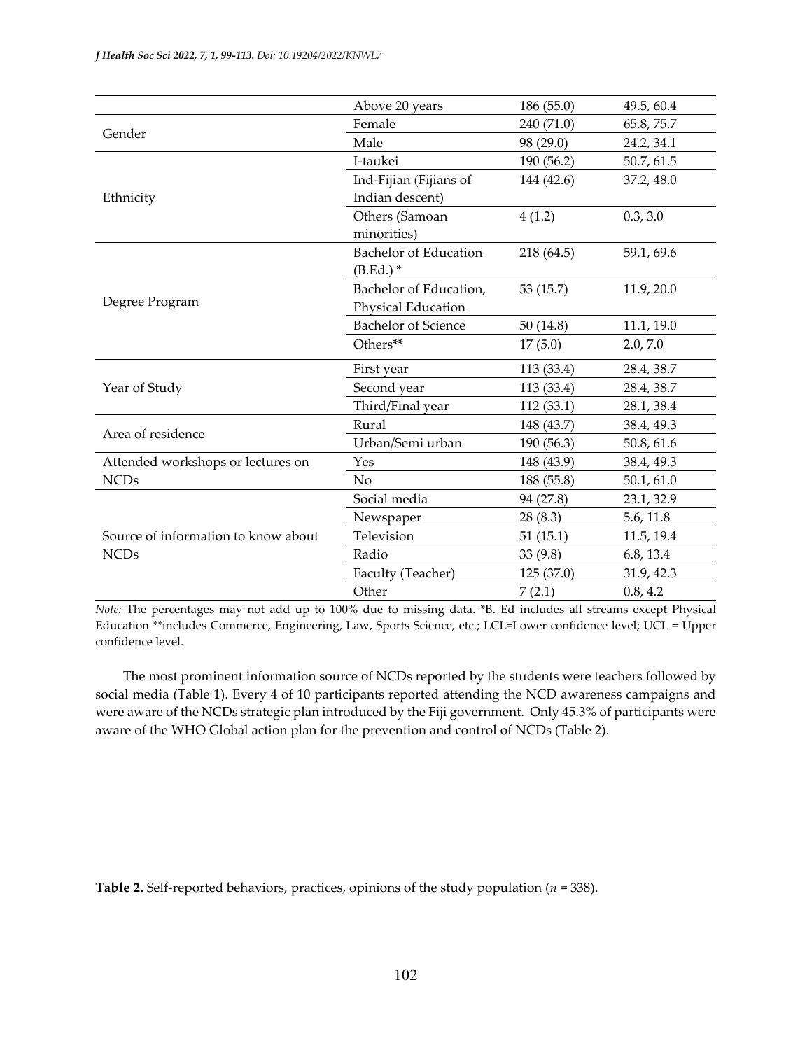| | | | |
|---|---|---|---|
| | Above 20 years | 186 (55.0) | 49.5, 60.4 |
| Gender | Female | 240 (71.0) | 65.8, 75.7 |
| | Male | 98 (29.0) | 24.2, 34.1 |
| Ethnicity | I-taukei | 190 (56.2) | 50.7, 61.5 |
| | Ind-Fijian (Fijians of Indian descent) | 144 (42.6) | 37.2, 48.0 |
| | Others (Samoan minorities) | 4 (1.2) | 0.3, 3.0 |
| Degree Program | Bachelor of Education (B.Ed.) * | 218 (64.5) | 59.1, 69.6 |
| | Bachelor of Education, Physical Education | 53 (15.7) | 11.9, 20.0 |
| | Bachelor of Science | 50 (14.8) | 11.1, 19.0 |
| | Others** | 17 (5.0) | 2.0, 7.0 |
| Year of Study | First year | 113 (33.4) | 28.4, 38.7 |
| | Second year | 113 (33.4) | 28.4, 38.7 |
| | Third/Final year | 112 (33.1) | 28.1, 38.4 |
| Area of residence | Rural | 148 (43.7) | 38.4, 49.3 |
| | Urban/Semi urban | 190 (56.3) | 50.8, 61.6 |
| Attended workshops or lectures on NCDs | Yes | 148 (43.9) | 38.4, 49.3 |
| | No | 188 (55.8) | 50.1, 61.0 |
| Source of information to know about NCDs | Social media | 94 (27.8) | 23.1, 32.9 |
| | Newspaper | 28 (8.3) | 5.6, 11.8 |
| | Television | 51 (15.1) | 11.5, 19.4 |
| | Radio | 33 (9.8) | 6.8, 13.4 |
| | Faculty (Teacher) | 125 (37.0) | 31.9, 42.3 |
| | Other | 7 (2.1) | 0.8, 4.2 |

*Note:* The percentages may not add up to 100% due to missing data. *B. Ed includes all streams except Physical Education **includes Commerce, Engineering, Law, Sports Science, etc.; LCL=Lower confidence level; UCL = Upper confidence level.

The most prominent information source of NCDs reported by the students were teachers followed by social media (Table 1). Every 4 of 10 participants reported attending the NCD awareness campaigns and were aware of the NCDs strategic plan introduced by the Fiji government. Only 45.3% of participants were aware of the WHO Global action plan for the prevention and control of NCDs (Table 2).

**Table 2.** Self-reported behaviors, practices, opinions of the study population (*n* = 338).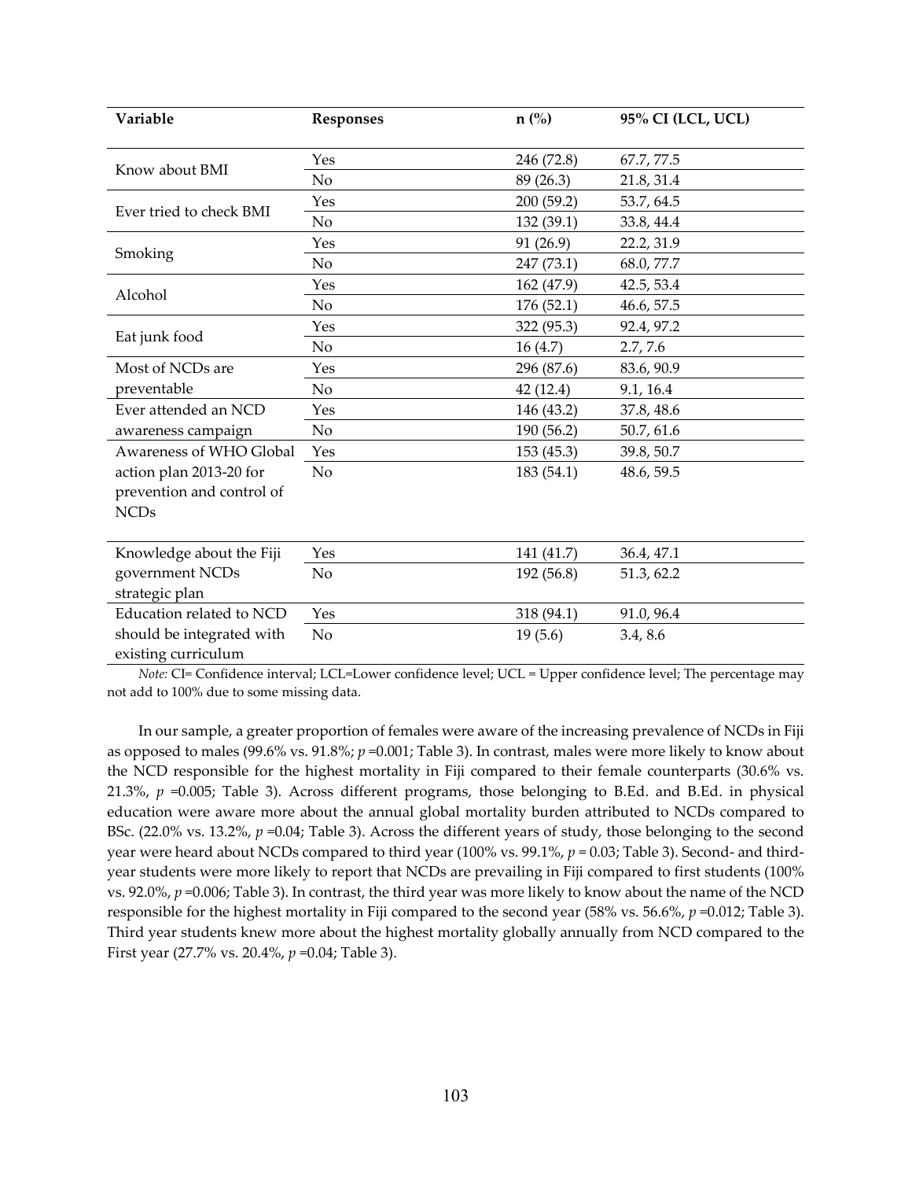| Variable | Responses | n (%) | 95% CI (LCL, UCL) |
|---|---|---|---|
| Know about BMI | Yes | 246 (72.8) | 67.7, 77.5 |
| | No | 89 (26.3) | 21.8, 31.4 |
| Ever tried to check BMI | Yes | 200 (59.2) | 53.7, 64.5 |
| | No | 132 (39.1) | 33.8, 44.4 |
| Smoking | Yes | 91 (26.9) | 22.2, 31.9 |
| | No | 247 (73.1) | 68.0, 77.7 |
| Alcohol | Yes | 162 (47.9) | 42.5, 53.4 |
| | No | 176 (52.1) | 46.6, 57.5 |
| Eat junk food | Yes | 322 (95.3) | 92.4, 97.2 |
| | No | 16 (4.7) | 2.7, 7.6 |
| Most of NCDs are preventable | Yes | 296 (87.6) | 83.6, 90.9 |
| | No | 42 (12.4) | 9.1, 16.4 |
| Ever attended an NCD awareness campaign | Yes | 146 (43.2) | 37.8, 48.6 |
| | No | 190 (56.2) | 50.7, 61.6 |
| Awareness of WHO Global action plan 2013-20 for prevention and control of NCDs | Yes | 153 (45.3) | 39.8, 50.7 |
| | No | 183 (54.1) | 48.6, 59.5 |
| Knowledge about the Fiji government NCDs strategic plan | Yes | 141 (41.7) | 36.4, 47.1 |
| | No | 192 (56.8) | 51.3, 62.2 |
| Education related to NCD should be integrated with existing curriculum | Yes | 318 (94.1) | 91.0, 96.4 |
| | No | 19 (5.6) | 3.4, 8.6 |

*Note:* CI= Confidence interval; LCL=Lower confidence level; UCL = Upper confidence level; The percentage may not add to 100% due to some missing data.

In our sample, a greater proportion of females were aware of the increasing prevalence of NCDs in Fiji as opposed to males (99.6% vs. 91.8%; $p$ =0.001; Table 3). In contrast, males were more likely to know about the NCD responsible for the highest mortality in Fiji compared to their female counterparts (30.6% vs. 21.3%, $p$ =0.005; Table 3). Across different programs, those belonging to B.Ed. and B.Ed. in physical education were aware more about the annual global mortality burden attributed to NCDs compared to BSc. (22.0% vs. 13.2%, $p$ =0.04; Table 3). Across the different years of study, those belonging to the second year were heard about NCDs compared to third year (100% vs. 99.1%, $p$ = 0.03; Table 3). Second- and third-year students were more likely to report that NCDs are prevailing in Fiji compared to first students (100% vs. 92.0%, $p$ =0.006; Table 3). In contrast, the third year was more likely to know about the name of the NCD responsible for the highest mortality in Fiji compared to the second year (58% vs. 56.6%, $p$ =0.012; Table 3). Third year students knew more about the highest mortality globally annually from NCD compared to the First year (27.7% vs. 20.4%, $p$ =0.04; Table 3).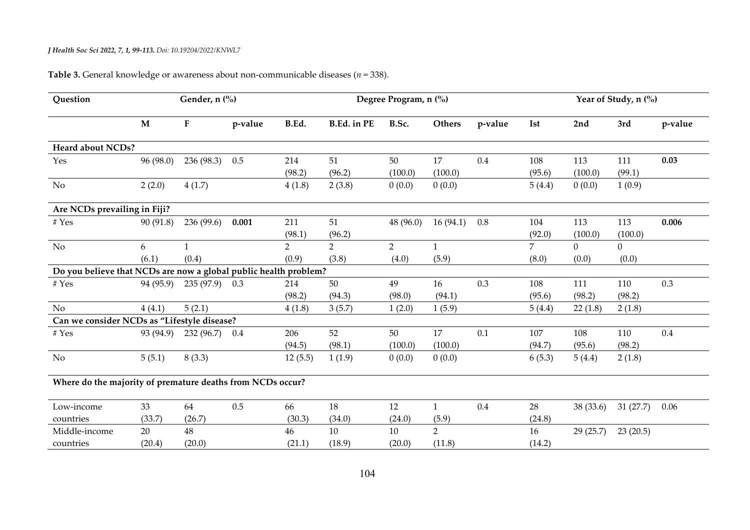**Table 3.** General knowledge or awareness about non-communicable diseases ($n$ = 338).

| Question | Gender, n (%) | | | Degree Program, n (%) | | | | | Year of Study, n (%) | | | |
|---|---|---|---|---|---|---|---|---|---|---|---|---|
| | M | F | p-value | B.Ed. | B.Ed. in PE | B.Sc. | Others | p-value | Ist | 2nd | 3rd | p-value |
| **Heard about NCDs?** | | | | | | | | | | | | |
| Yes | 96 (98.0) | 236 (98.3) | 0.5 | 214 (98.2) | 51 (96.2) | 50 (100.0) | 17 (100.0) | 0.4 | 108 (95.6) | 113 (100.0) | 111 (99.1) | **0.03** |
| No | 2 (2.0) | 4 (1.7) | | 4 (1.8) | 2 (3.8) | 0 (0.0) | 0 (0.0) | | 5 (4.4) | 0 (0.0) | 1 (0.9) | |
| **Are NCDs prevailing in Fiji?** | | | | | | | | | | | | |
| # Yes | 90 (91.8) | 236 (99.6) | **0.001** | 211 (98.1) | 51 (96.2) | 48 (96.0) | 16 (94.1) | 0.8 | 104 (92.0) | 113 (100.0) | 113 (100.0) | **0.006** |
| No | 6 (6.1) | 1 (0.4) | | 2 (0.9) | 2 (3.8) | 2 (4.0) | 1 (5.9) | | 7 (8.0) | 0 (0.0) | 0 (0.0) | |
| **Do you believe that NCDs are now a global public health problem?** | | | | | | | | | | | | |
| # Yes | 94 (95.9) | 235 (97.9) | 0.3 | 214 (98.2) | 50 (94.3) | 49 (98.0) | 16 (94.1) | 0.3 | 108 (95.6) | 111 (98.2) | 110 (98.2) | 0.3 |
| No | 4 (4.1) | 5 (2.1) | | 4 (1.8) | 3 (5.7) | 1 (2.0) | 1 (5.9) | | 5 (4.4) | 22 (1.8) | 2 (1.8) | |
| **Can we consider NCDs as "Lifestyle disease?** | | | | | | | | | | | | |
| # Yes | 93 (94.9) | 232 (96.7) | 0.4 | 206 (94.5) | 52 (98.1) | 50 (100.0) | 17 (100.0) | 0.1 | 107 (94.7) | 108 (95.6) | 110 (98.2) | 0.4 |
| No | 5 (5.1) | 8 (3.3) | | 12 (5.5) | 1 (1.9) | 0 (0.0) | 0 (0.0) | | 6 (5.3) | 5 (4.4) | 2 (1.8) | |
| **Where do the majority of premature deaths from NCDs occur?** | | | | | | | | | | | | |
| Low-income countries | 33 (33.7) | 64 (26.7) | 0.5 | 66 (30.3) | 18 (34.0) | 12 (24.0) | 1 (5.9) | 0.4 | 28 (24.8) | 38 (33.6) | 31 (27.7) | 0.06 |
| Middle-income countries | 20 (20.4) | 48 (20.0) | | 46 (21.1) | 10 (18.9) | 10 (20.0) | 2 (11.8) | | 16 (14.2) | 29 (25.7) | 23 (20.5) | |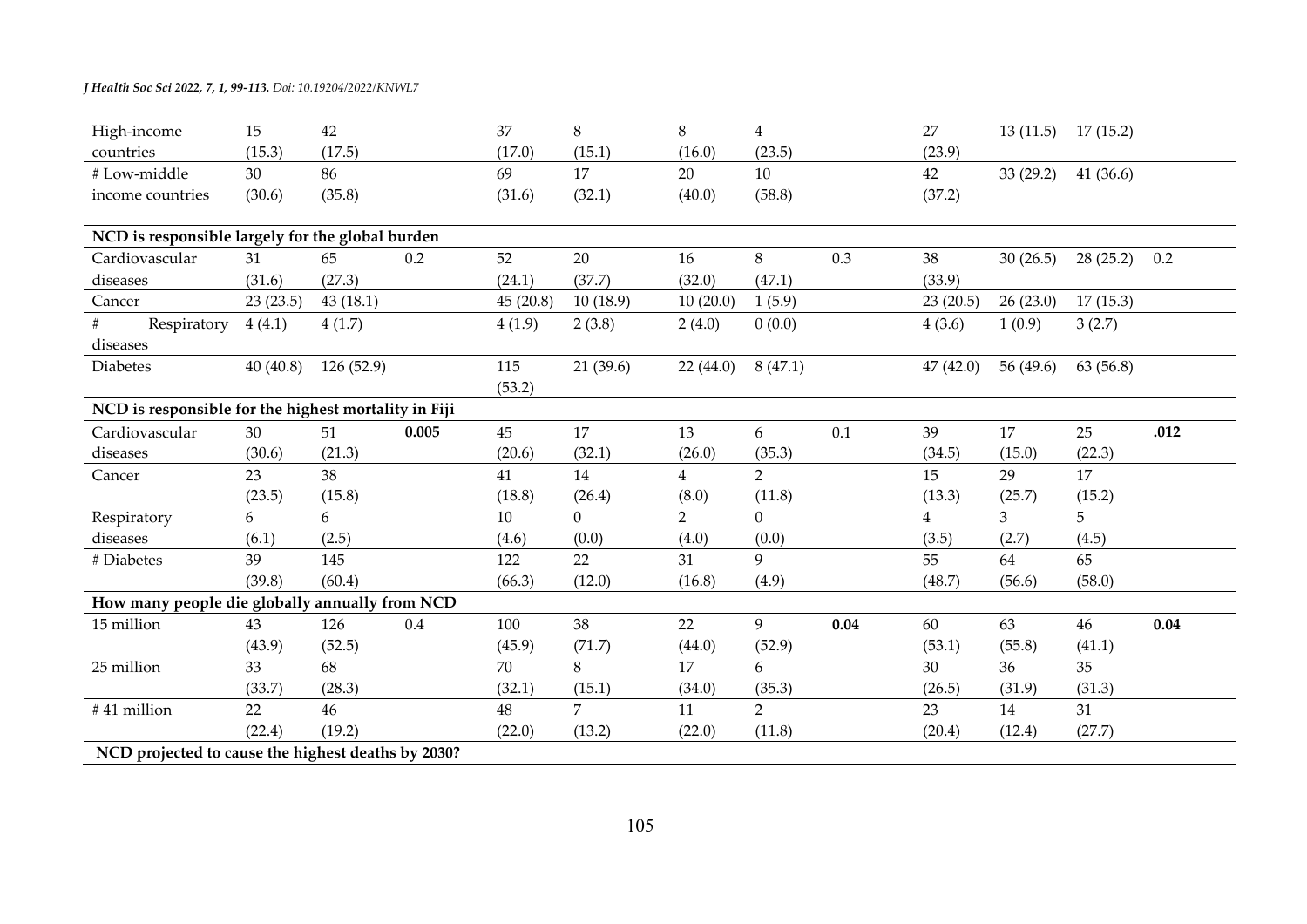| | | | | | | | | | | | | |
|---|---|---|---|---|---|---|---|---|---|---|---|---|
| High-income countries | 15 (15.3) | 42 (17.5) | | 37 (17.0) | 8 (15.1) | 8 (16.0) | 4 (23.5) | | 27 (23.9) | 13 (11.5) | 17 (15.2) | |
| # Low-middle income countries | 30 (30.6) | 86 (35.8) | | 69 (31.6) | 17 (32.1) | 20 (40.0) | 10 (58.8) | | 42 (37.2) | 33 (29.2) | 41 (36.6) | |
| **NCD is responsible largely for the global burden** | | | | | | | | | | | | |
| Cardiovascular diseases | 31 (31.6) | 65 (27.3) | 0.2 | 52 (24.1) | 20 (37.7) | 16 (32.0) | 8 (47.1) | 0.3 | 38 (33.9) | 30 (26.5) | 28 (25.2) | 0.2 |
| Cancer | 23 (23.5) | 43 (18.1) | | 45 (20.8) | 10 (18.9) | 10 (20.0) | 1 (5.9) | | 23 (20.5) | 26 (23.0) | 17 (15.3) | |
| # Respiratory diseases | 4 (4.1) | 4 (1.7) | | 4 (1.9) | 2 (3.8) | 2 (4.0) | 0 (0.0) | | 4 (3.6) | 1 (0.9) | 3 (2.7) | |
| Diabetes | 40 (40.8) | 126 (52.9) | | 115 (53.2) | 21 (39.6) | 22 (44.0) | 8 (47.1) | | 47 (42.0) | 56 (49.6) | 63 (56.8) | |
| **NCD is responsible for the highest mortality in Fiji** | | | | | | | | | | | | |
| Cardiovascular diseases | 30 (30.6) | 51 (21.3) | **0.005** | 45 (20.6) | 17 (32.1) | 13 (26.0) | 6 (35.3) | 0.1 | 39 (34.5) | 17 (15.0) | 25 (22.3) | **.012** |
| Cancer | 23 (23.5) | 38 (15.8) | | 41 (18.8) | 14 (26.4) | 4 (8.0) | 2 (11.8) | | 15 (13.3) | 29 (25.7) | 17 (15.2) | |
| Respiratory diseases | 6 (6.1) | 6 (2.5) | | 10 (4.6) | 0 (0.0) | 2 (4.0) | 0 (0.0) | | 4 (3.5) | 3 (2.7) | 5 (4.5) | |
| # Diabetes | 39 (39.8) | 145 (60.4) | | 122 (66.3) | 22 (12.0) | 31 (16.8) | 9 (4.9) | | 55 (48.7) | 64 (56.6) | 65 (58.0) | |
| **How many people die globally annually from NCD** | | | | | | | | | | | | |
| 15 million | 43 (43.9) | 126 (52.5) | 0.4 | 100 (45.9) | 38 (71.7) | 22 (44.0) | 9 (52.9) | **0.04** | 60 (53.1) | 63 (55.8) | 46 (41.1) | **0.04** |
| 25 million | 33 (33.7) | 68 (28.3) | | 70 (32.1) | 8 (15.1) | 17 (34.0) | 6 (35.3) | | 30 (26.5) | 36 (31.9) | 35 (31.3) | |
| # 41 million | 22 (22.4) | 46 (19.2) | | 48 (22.0) | 7 (13.2) | 11 (22.0) | 2 (11.8) | | 23 (20.4) | 14 (12.4) | 31 (27.7) | |
| **NCD projected to cause the highest deaths by 2030?** | | | | | | | | | | | | |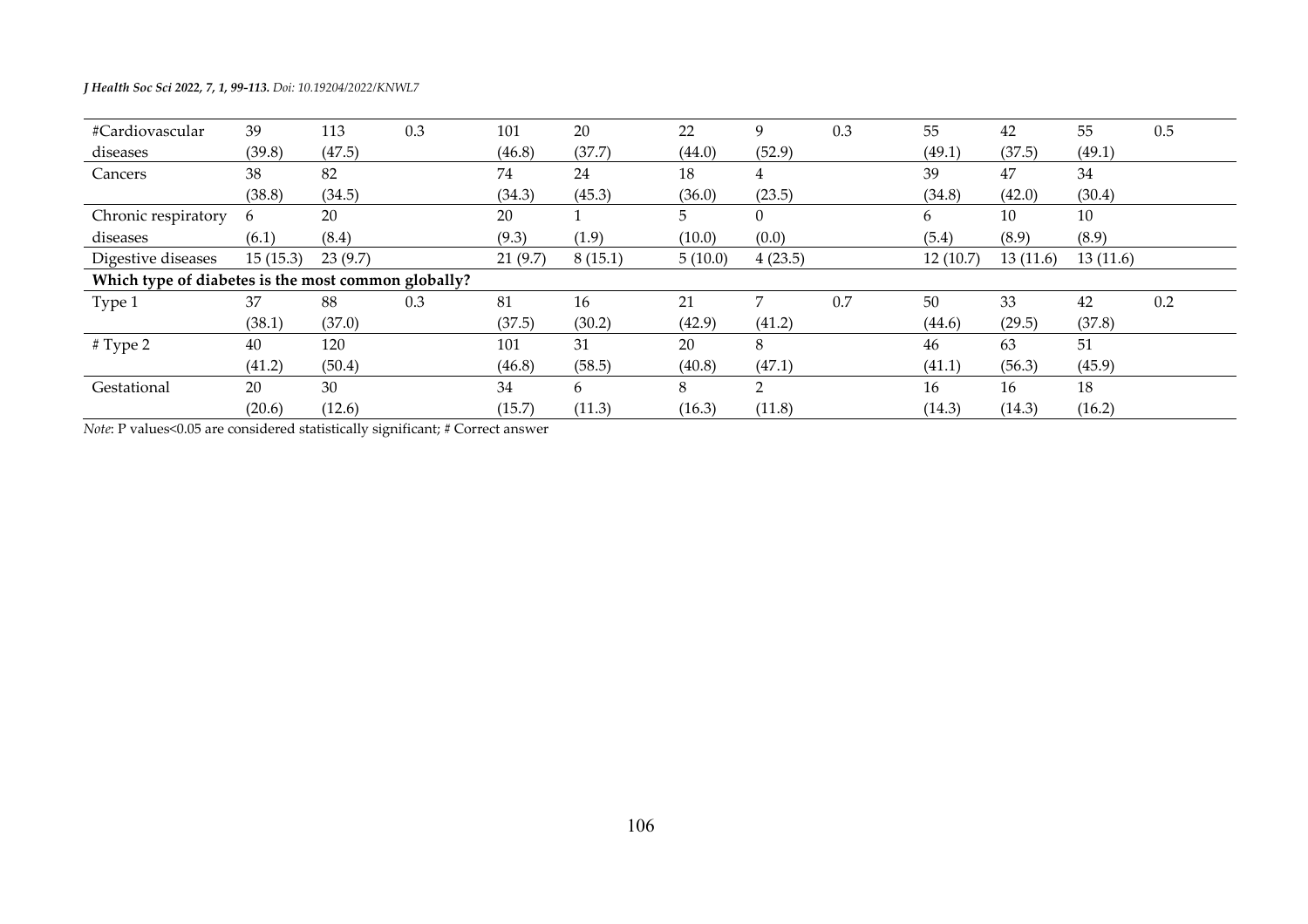| | | | | | | | | | | | | |
|---|---|---|---|---|---|---|---|---|---|---|---|---|
| #Cardiovascular diseases | 39 (39.8) | 113 (47.5) | 0.3 | 101 (46.8) | 20 (37.7) | 22 (44.0) | 9 (52.9) | 0.3 | 55 (49.1) | 42 (37.5) | 55 (49.1) | 0.5 |
| Cancers | 38 (38.8) | 82 (34.5) | | 74 (34.3) | 24 (45.3) | 18 (36.0) | 4 (23.5) | | 39 (34.8) | 47 (42.0) | 34 (30.4) | |
| Chronic respiratory diseases | 6 (6.1) | 20 (8.4) | | 20 (9.3) | 1 (1.9) | 5 (10.0) | 0 (0.0) | | 6 (5.4) | 10 (8.9) | 10 (8.9) | |
| Digestive diseases | 15 (15.3) | 23 (9.7) | | 21 (9.7) | 8 (15.1) | 5 (10.0) | 4 (23.5) | | 12 (10.7) | 13 (11.6) | 13 (11.6) | |
| **Which type of diabetes is the most common globally?** | | | | | | | | | | | | |
| Type 1 | 37 (38.1) | 88 (37.0) | 0.3 | 81 (37.5) | 16 (30.2) | 21 (42.9) | 7 (41.2) | 0.7 | 50 (44.6) | 33 (29.5) | 42 (37.8) | 0.2 |
| # Type 2 | 40 (41.2) | 120 (50.4) | | 101 (46.8) | 31 (58.5) | 20 (40.8) | 8 (47.1) | | 46 (41.1) | 63 (56.3) | 51 (45.9) | |
| Gestational | 20 (20.6) | 30 (12.6) | | 34 (15.7) | 6 (11.3) | 8 (16.3) | 2 (11.8) | | 16 (14.3) | 16 (14.3) | 18 (16.2) | |

*Note*: P values<0.05 are considered statistically significant; # Correct answer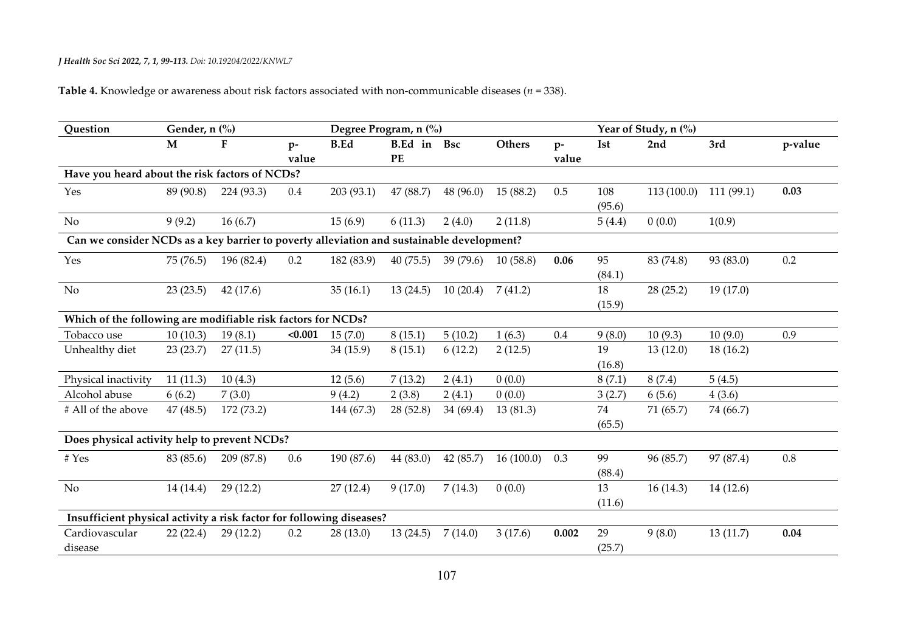**Table 4.** Knowledge or awareness about risk factors associated with non-communicable diseases (*n* = 338).

| Question | Gender, n (%) | | | Degree Program, n (%) | | | | | Year of Study, n (%) | | | |
|---|---|---|---|---|---|---|---|---|---|---|---|---|
| | **M** | **F** | **p-value** | **B.Ed** | **B.Ed in PE** | **Bsc** | **Others** | **p-value** | **Ist** | **2nd** | **3rd** | **p-value** |
| **Have you heard about the risk factors of NCDs?** | | | | | | | | | | | | |
| Yes | 89 (90.8) | 224 (93.3) | 0.4 | 203 (93.1) | 47 (88.7) | 48 (96.0) | 15 (88.2) | 0.5 | 108 (95.6) | 113 (100.0) | 111 (99.1) | **0.03** |
| No | 9 (9.2) | 16 (6.7) | | 15 (6.9) | 6 (11.3) | 2 (4.0) | 2 (11.8) | | 5 (4.4) | 0 (0.0) | 1(0.9) | |
| **Can we consider NCDs as a key barrier to poverty alleviation and sustainable development?** | | | | | | | | | | | | |
| Yes | 75 (76.5) | 196 (82.4) | 0.2 | 182 (83.9) | 40 (75.5) | 39 (79.6) | 10 (58.8) | **0.06** | 95 (84.1) | 83 (74.8) | 93 (83.0) | 0.2 |
| No | 23 (23.5) | 42 (17.6) | | 35 (16.1) | 13 (24.5) | 10 (20.4) | 7 (41.2) | | 18 (15.9) | 28 (25.2) | 19 (17.0) | |
| **Which of the following are modifiable risk factors for NCDs?** | | | | | | | | | | | | |
| Tobacco use | 10 (10.3) | 19 (8.1) | **<0.001** | 15 (7.0) | 8 (15.1) | 5 (10.2) | 1 (6.3) | 0.4 | 9 (8.0) | 10 (9.3) | 10 (9.0) | 0.9 |
| Unhealthy diet | 23 (23.7) | 27 (11.5) | | 34 (15.9) | 8 (15.1) | 6 (12.2) | 2 (12.5) | | 19 (16.8) | 13 (12.0) | 18 (16.2) | |
| Physical inactivity | 11 (11.3) | 10 (4.3) | | 12 (5.6) | 7 (13.2) | 2 (4.1) | 0 (0.0) | | 8 (7.1) | 8 (7.4) | 5 (4.5) | |
| Alcohol abuse | 6 (6.2) | 7 (3.0) | | 9 (4.2) | 2 (3.8) | 2 (4.1) | 0 (0.0) | | 3 (2.7) | 6 (5.6) | 4 (3.6) | |
| # All of the above | 47 (48.5) | 172 (73.2) | | 144 (67.3) | 28 (52.8) | 34 (69.4) | 13 (81.3) | | 74 (65.5) | 71 (65.7) | 74 (66.7) | |
| **Does physical activity help to prevent NCDs?** | | | | | | | | | | | | |
| # Yes | 83 (85.6) | 209 (87.8) | 0.6 | 190 (87.6) | 44 (83.0) | 42 (85.7) | 16 (100.0) | 0.3 | 99 (88.4) | 96 (85.7) | 97 (87.4) | 0.8 |
| No | 14 (14.4) | 29 (12.2) | | 27 (12.4) | 9 (17.0) | 7 (14.3) | 0 (0.0) | | 13 (11.6) | 16 (14.3) | 14 (12.6) | |
| **Insufficient physical activity a risk factor for following diseases?** | | | | | | | | | | | | |
| Cardiovascular disease | 22 (22.4) | 29 (12.2) | 0.2 | 28 (13.0) | 13 (24.5) | 7 (14.0) | 3 (17.6) | **0.002** | 29 (25.7) | 9 (8.0) | 13 (11.7) | **0.04** |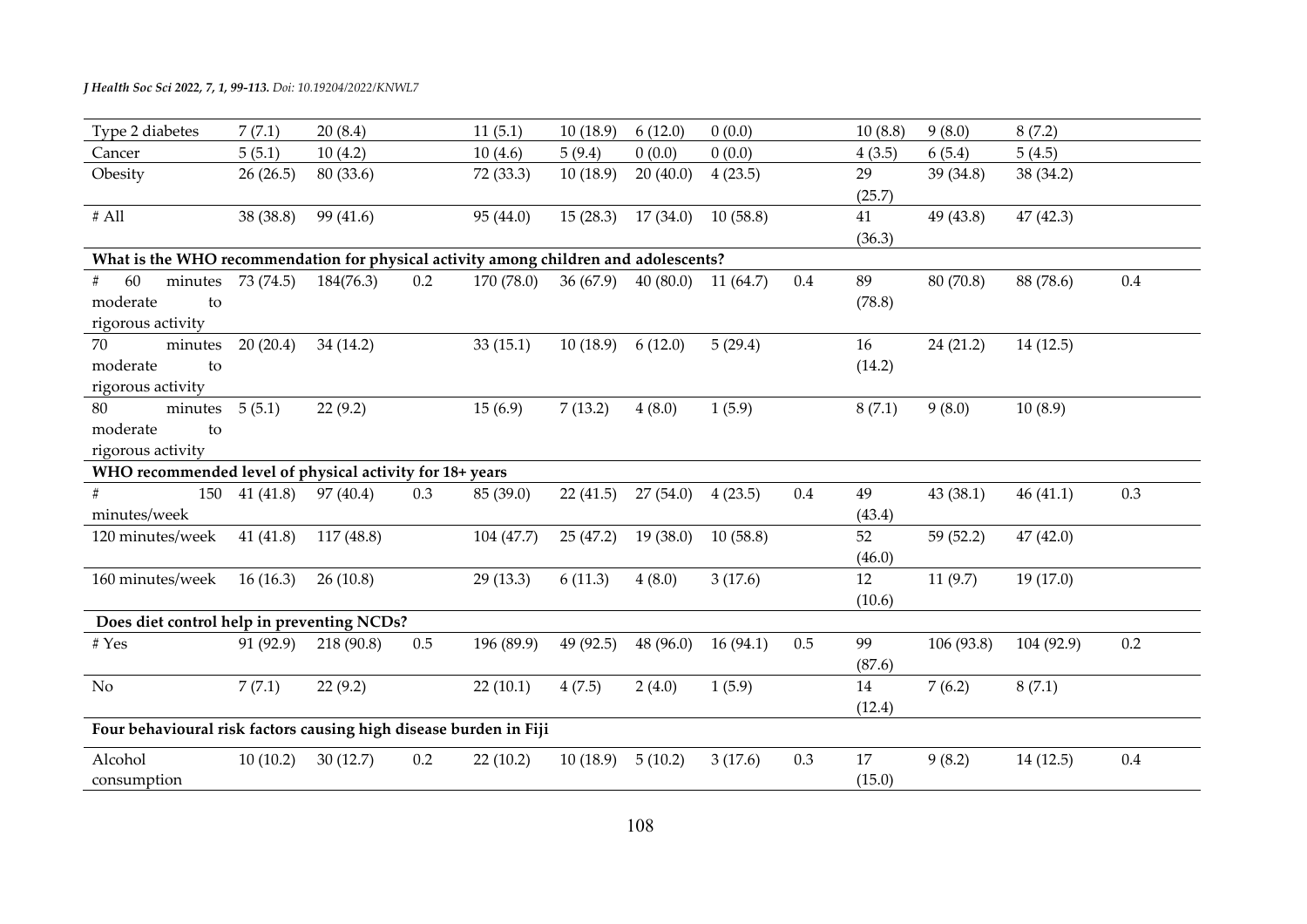| Type 2 diabetes | 7 (7.1) | 20 (8.4) | | 11 (5.1) | 10 (18.9) | 6 (12.0) | 0 (0.0) | | 10 (8.8) | 9 (8.0) | 8 (7.2) | |
|---|---|---|---|---|---|---|---|---|---|---|---|---|
| Cancer | 5 (5.1) | 10 (4.2) | | 10 (4.6) | 5 (9.4) | 0 (0.0) | 0 (0.0) | | 4 (3.5) | 6 (5.4) | 5 (4.5) | |
| Obesity | 26 (26.5) | 80 (33.6) | | 72 (33.3) | 10 (18.9) | 20 (40.0) | 4 (23.5) | | 29 (25.7) | 39 (34.8) | 38 (34.2) | |
| # All | 38 (38.8) | 99 (41.6) | | 95 (44.0) | 15 (28.3) | 17 (34.0) | 10 (58.8) | | 41 (36.3) | 49 (43.8) | 47 (42.3) | |
| **What is the WHO recommendation for physical activity among children and adolescents?** | | | | | | | | | | | | |
| # 60 minutes moderate to rigorous activity | 73 (74.5) | 184(76.3) | 0.2 | 170 (78.0) | 36 (67.9) | 40 (80.0) | 11 (64.7) | 0.4 | 89 (78.8) | 80 (70.8) | 88 (78.6) | 0.4 |
| 70 minutes moderate to rigorous activity | 20 (20.4) | 34 (14.2) | | 33 (15.1) | 10 (18.9) | 6 (12.0) | 5 (29.4) | | 16 (14.2) | 24 (21.2) | 14 (12.5) | |
| 80 minutes moderate to rigorous activity | 5 (5.1) | 22 (9.2) | | 15 (6.9) | 7 (13.2) | 4 (8.0) | 1 (5.9) | | 8 (7.1) | 9 (8.0) | 10 (8.9) | |
| **WHO recommended level of physical activity for 18+ years** | | | | | | | | | | | | |
| # 150 minutes/week | 41 (41.8) | 97 (40.4) | 0.3 | 85 (39.0) | 22 (41.5) | 27 (54.0) | 4 (23.5) | 0.4 | 49 (43.4) | 43 (38.1) | 46 (41.1) | 0.3 |
| 120 minutes/week | 41 (41.8) | 117 (48.8) | | 104 (47.7) | 25 (47.2) | 19 (38.0) | 10 (58.8) | | 52 (46.0) | 59 (52.2) | 47 (42.0) | |
| 160 minutes/week | 16 (16.3) | 26 (10.8) | | 29 (13.3) | 6 (11.3) | 4 (8.0) | 3 (17.6) | | 12 (10.6) | 11 (9.7) | 19 (17.0) | |
| **Does diet control help in preventing NCDs?** | | | | | | | | | | | | |
| # Yes | 91 (92.9) | 218 (90.8) | 0.5 | 196 (89.9) | 49 (92.5) | 48 (96.0) | 16 (94.1) | 0.5 | 99 (87.6) | 106 (93.8) | 104 (92.9) | 0.2 |
| No | 7 (7.1) | 22 (9.2) | | 22 (10.1) | 4 (7.5) | 2 (4.0) | 1 (5.9) | | 14 (12.4) | 7 (6.2) | 8 (7.1) | |
| **Four behavioural risk factors causing high disease burden in Fiji** | | | | | | | | | | | | |
| Alcohol consumption | 10 (10.2) | 30 (12.7) | 0.2 | 22 (10.2) | 10 (18.9) | 5 (10.2) | 3 (17.6) | 0.3 | 17 (15.0) | 9 (8.2) | 14 (12.5) | 0.4 |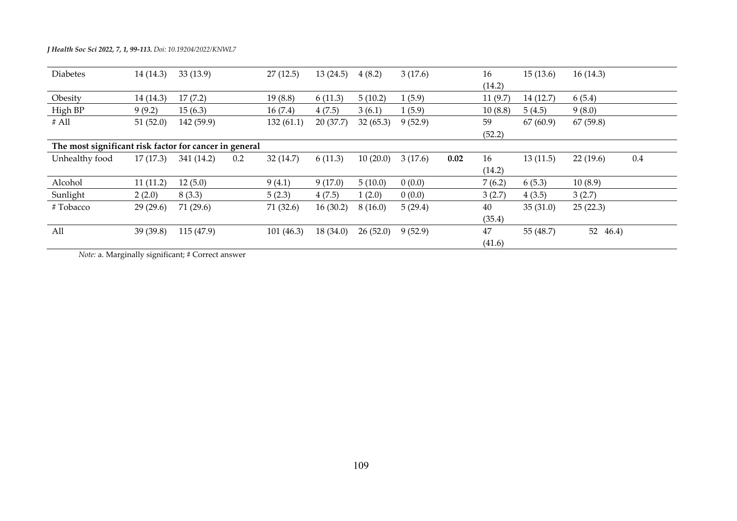| | | | | | | | | | | | | |
|---|---|---|---|---|---|---|---|---|---|---|---|---|
| Diabetes | 14 (14.3) | 33 (13.9) | | 27 (12.5) | 13 (24.5) | 4 (8.2) | 3 (17.6) | | 16 (14.2) | 15 (13.6) | 16 (14.3) | |
| Obesity | 14 (14.3) | 17 (7.2) | | 19 (8.8) | 6 (11.3) | 5 (10.2) | 1 (5.9) | | 11 (9.7) | 14 (12.7) | 6 (5.4) | |
| High BP | 9 (9.2) | 15 (6.3) | | 16 (7.4) | 4 (7.5) | 3 (6.1) | 1 (5.9) | | 10 (8.8) | 5 (4.5) | 9 (8.0) | |
| # All | 51 (52.0) | 142 (59.9) | | 132 (61.1) | 20 (37.7) | 32 (65.3) | 9 (52.9) | | 59 (52.2) | 67 (60.9) | 67 (59.8) | |
| **The most significant risk factor for cancer in general** | | | | | | | | | | | | |
| Unhealthy food | 17 (17.3) | 341 (14.2) | 0.2 | 32 (14.7) | 6 (11.3) | 10 (20.0) | 3 (17.6) | **0.02** | 16 (14.2) | 13 (11.5) | 22 (19.6) | 0.4 |
| Alcohol | 11 (11.2) | 12 (5.0) | | 9 (4.1) | 9 (17.0) | 5 (10.0) | 0 (0.0) | | 7 (6.2) | 6 (5.3) | 10 (8.9) | |
| Sunlight | 2 (2.0) | 8 (3.3) | | 5 (2.3) | 4 (7.5) | 1 (2.0) | 0 (0.0) | | 3 (2.7) | 4 (3.5) | 3 (2.7) | |
| # Tobacco | 29 (29.6) | 71 (29.6) | | 71 (32.6) | 16 (30.2) | 8 (16.0) | 5 (29.4) | | 40 (35.4) | 35 (31.0) | 25 (22.3) | |
| All | 39 (39.8) | 115 (47.9) | | 101 (46.3) | 18 (34.0) | 26 (52.0) | 9 (52.9) | | 47 (41.6) | 55 (48.7) | 52 46.4) | |

*Note:* a. Marginally significant; # Correct answer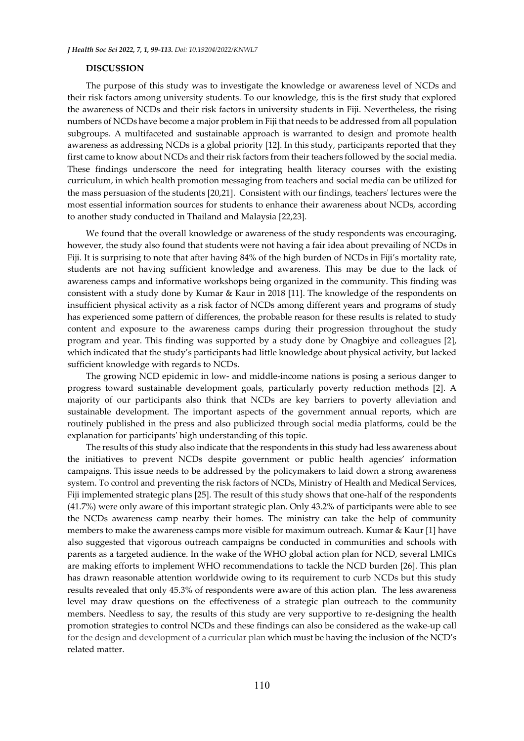**DISCUSSION**

The purpose of this study was to investigate the knowledge or awareness level of NCDs and their risk factors among university students. To our knowledge, this is the first study that explored the awareness of NCDs and their risk factors in university students in Fiji. Nevertheless, the rising numbers of NCDs have become a major problem in Fiji that needs to be addressed from all population subgroups. A multifaceted and sustainable approach is warranted to design and promote health awareness as addressing NCDs is a global priority [12]. In this study, participants reported that they first came to know about NCDs and their risk factors from their teachers followed by the social media. These findings underscore the need for integrating health literacy courses with the existing curriculum, in which health promotion messaging from teachers and social media can be utilized for the mass persuasion of the students [20,21]. Consistent with our findings, teachers' lectures were the most essential information sources for students to enhance their awareness about NCDs, according to another study conducted in Thailand and Malaysia [22,23].

We found that the overall knowledge or awareness of the study respondents was encouraging, however, the study also found that students were not having a fair idea about prevailing of NCDs in Fiji. It is surprising to note that after having 84% of the high burden of NCDs in Fiji's mortality rate, students are not having sufficient knowledge and awareness. This may be due to the lack of awareness camps and informative workshops being organized in the community. This finding was consistent with a study done by Kumar & Kaur in 2018 [11]. The knowledge of the respondents on insufficient physical activity as a risk factor of NCDs among different years and programs of study has experienced some pattern of differences, the probable reason for these results is related to study content and exposure to the awareness camps during their progression throughout the study program and year. This finding was supported by a study done by Onagbiye and colleagues [2], which indicated that the study's participants had little knowledge about physical activity, but lacked sufficient knowledge with regards to NCDs.

The growing NCD epidemic in low- and middle-income nations is posing a serious danger to progress toward sustainable development goals, particularly poverty reduction methods [2]. A majority of our participants also think that NCDs are key barriers to poverty alleviation and sustainable development. The important aspects of the government annual reports, which are routinely published in the press and also publicized through social media platforms, could be the explanation for participants' high understanding of this topic.

The results of this study also indicate that the respondents in this study had less awareness about the initiatives to prevent NCDs despite government or public health agencies' information campaigns. This issue needs to be addressed by the policymakers to laid down a strong awareness system. To control and preventing the risk factors of NCDs, Ministry of Health and Medical Services, Fiji implemented strategic plans [25]. The result of this study shows that one-half of the respondents (41.7%) were only aware of this important strategic plan. Only 43.2% of participants were able to see the NCDs awareness camp nearby their homes. The ministry can take the help of community members to make the awareness camps more visible for maximum outreach. Kumar & Kaur [1] have also suggested that vigorous outreach campaigns be conducted in communities and schools with parents as a targeted audience. In the wake of the WHO global action plan for NCD, several LMICs are making efforts to implement WHO recommendations to tackle the NCD burden [26]. This plan has drawn reasonable attention worldwide owing to its requirement to curb NCDs but this study results revealed that only 45.3% of respondents were aware of this action plan. The less awareness level may draw questions on the effectiveness of a strategic plan outreach to the community members. Needless to say, the results of this study are very supportive to re-designing the health promotion strategies to control NCDs and these findings can also be considered as the wake-up call for the design and development of a curricular plan which must be having the inclusion of the NCD's related matter.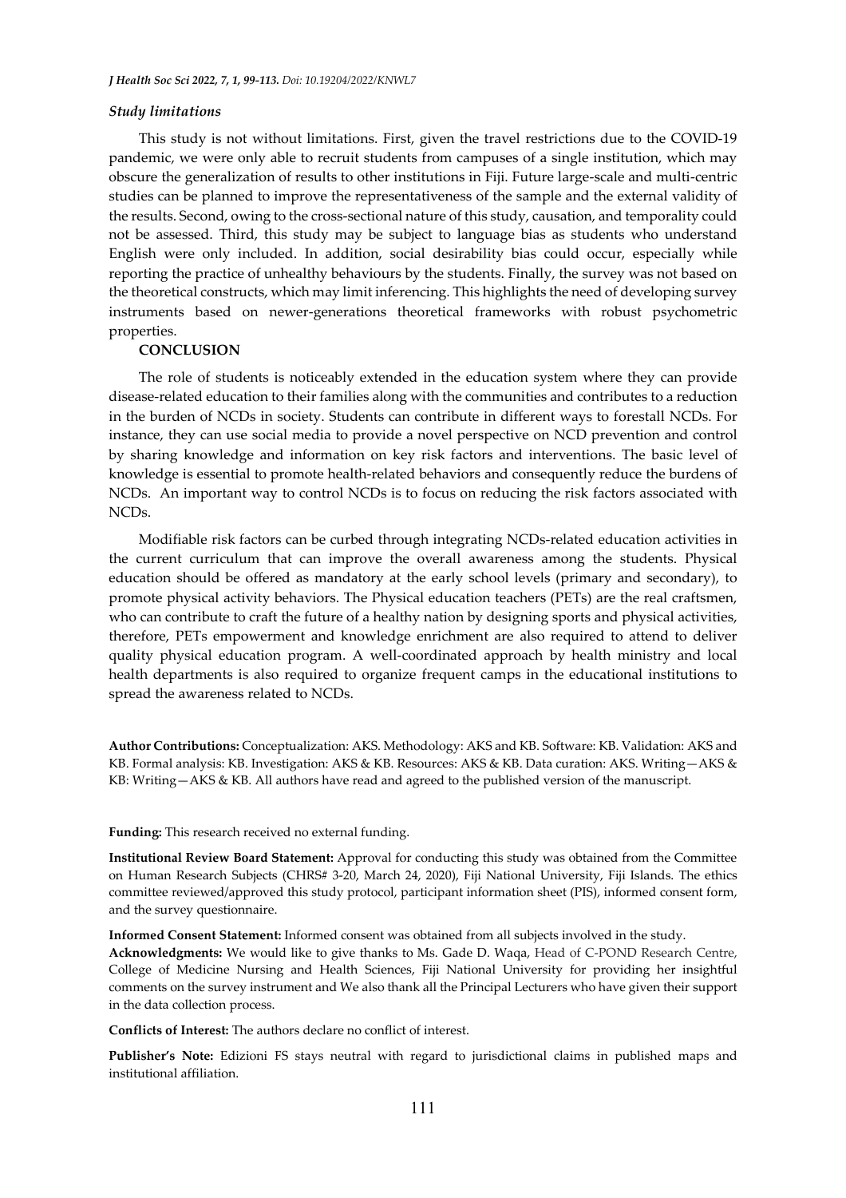### *Study limitations*

This study is not without limitations. First, given the travel restrictions due to the COVID-19 pandemic, we were only able to recruit students from campuses of a single institution, which may obscure the generalization of results to other institutions in Fiji. Future large-scale and multi-centric studies can be planned to improve the representativeness of the sample and the external validity of the results. Second, owing to the cross-sectional nature of this study, causation, and temporality could not be assessed. Third, this study may be subject to language bias as students who understand English were only included. In addition, social desirability bias could occur, especially while reporting the practice of unhealthy behaviours by the students. Finally, the survey was not based on the theoretical constructs, which may limit inferencing. This highlights the need of developing survey instruments based on newer-generations theoretical frameworks with robust psychometric properties.

## CONCLUSION

The role of students is noticeably extended in the education system where they can provide disease-related education to their families along with the communities and contributes to a reduction in the burden of NCDs in society. Students can contribute in different ways to forestall NCDs. For instance, they can use social media to provide a novel perspective on NCD prevention and control by sharing knowledge and information on key risk factors and interventions. The basic level of knowledge is essential to promote health-related behaviors and consequently reduce the burdens of NCDs. An important way to control NCDs is to focus on reducing the risk factors associated with NCDs.

Modifiable risk factors can be curbed through integrating NCDs-related education activities in the current curriculum that can improve the overall awareness among the students. Physical education should be offered as mandatory at the early school levels (primary and secondary), to promote physical activity behaviors. The Physical education teachers (PETs) are the real craftsmen, who can contribute to craft the future of a healthy nation by designing sports and physical activities, therefore, PETs empowerment and knowledge enrichment are also required to attend to deliver quality physical education program. A well-coordinated approach by health ministry and local health departments is also required to organize frequent camps in the educational institutions to spread the awareness related to NCDs.

**Author Contributions:** Conceptualization: AKS. Methodology: AKS and KB. Software: KB. Validation: AKS and KB. Formal analysis: KB. Investigation: AKS & KB. Resources: AKS & KB. Data curation: AKS. Writing—AKS & KB: Writing—AKS & KB. All authors have read and agreed to the published version of the manuscript.

**Funding:** This research received no external funding.

**Institutional Review Board Statement:** Approval for conducting this study was obtained from the Committee on Human Research Subjects (CHRS# 3-20, March 24, 2020), Fiji National University, Fiji Islands. The ethics committee reviewed/approved this study protocol, participant information sheet (PIS), informed consent form, and the survey questionnaire.

**Informed Consent Statement:** Informed consent was obtained from all subjects involved in the study.

**Acknowledgments:** We would like to give thanks to Ms. Gade D. Waqa, Head of C-POND Research Centre, College of Medicine Nursing and Health Sciences, Fiji National University for providing her insightful comments on the survey instrument and We also thank all the Principal Lecturers who have given their support in the data collection process.

**Conflicts of Interest:** The authors declare no conflict of interest.

**Publisher's Note:** Edizioni FS stays neutral with regard to jurisdictional claims in published maps and institutional affiliation.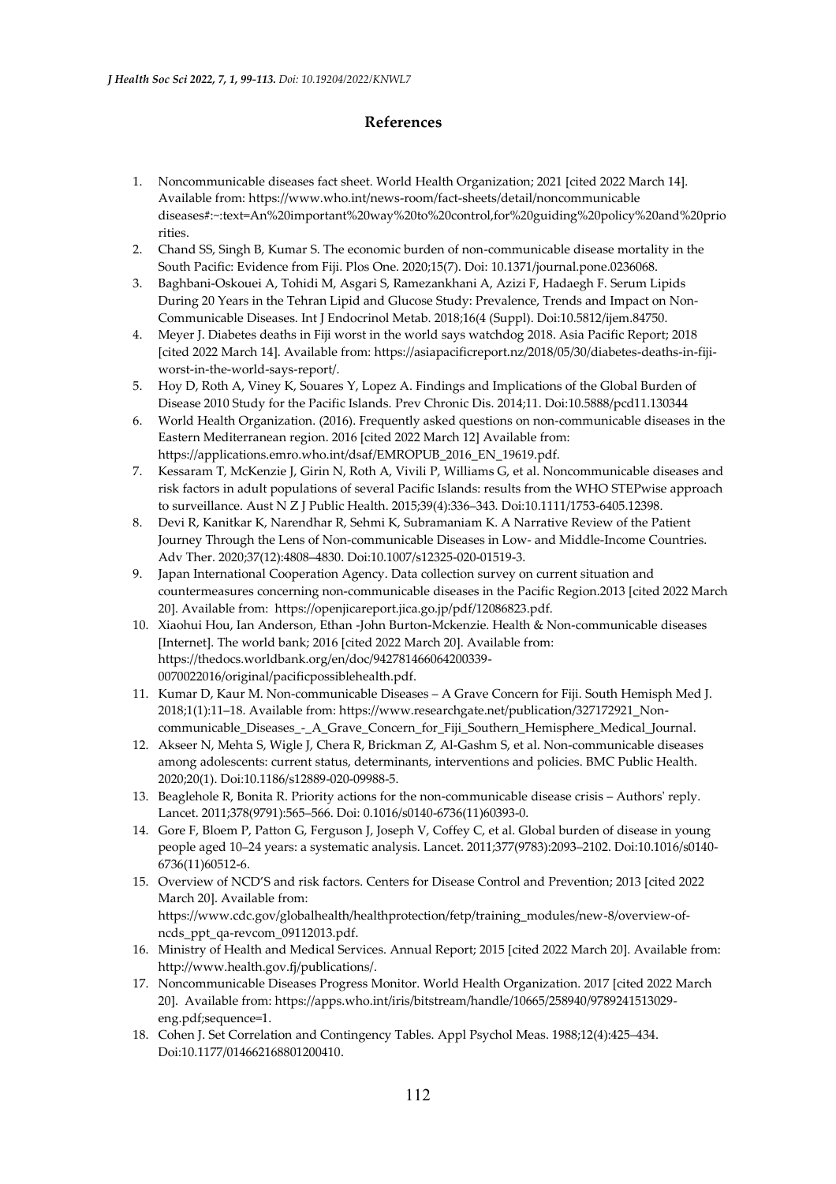## References

1. Noncommunicable diseases fact sheet. World Health Organization; 2021 [cited 2022 March 14]. Available from: https://www.who.int/news-room/fact-sheets/detail/noncommunicable diseases#:~:text=An%20important%20way%20to%20control,for%20guiding%20policy%20and%20priorities.
2. Chand SS, Singh B, Kumar S. The economic burden of non-communicable disease mortality in the South Pacific: Evidence from Fiji. Plos One. 2020;15(7). Doi: 10.1371/journal.pone.0236068.
3. Baghbani-Oskouei A, Tohidi M, Asgari S, Ramezankhani A, Azizi F, Hadaegh F. Serum Lipids During 20 Years in the Tehran Lipid and Glucose Study: Prevalence, Trends and Impact on Non-Communicable Diseases. Int J Endocrinol Metab. 2018;16(4 (Suppl). Doi:10.5812/ijem.84750.
4. Meyer J. Diabetes deaths in Fiji worst in the world says watchdog 2018. Asia Pacific Report; 2018 [cited 2022 March 14]. Available from: https://asiapacificreport.nz/2018/05/30/diabetes-deaths-in-fiji-worst-in-the-world-says-report/.
5. Hoy D, Roth A, Viney K, Souares Y, Lopez A. Findings and Implications of the Global Burden of Disease 2010 Study for the Pacific Islands. Prev Chronic Dis. 2014;11. Doi:10.5888/pcd11.130344
6. World Health Organization. (2016). Frequently asked questions on non-communicable diseases in the Eastern Mediterranean region. 2016 [cited 2022 March 12] Available from: https://applications.emro.who.int/dsaf/EMROPUB_2016_EN_19619.pdf.
7. Kessaram T, McKenzie J, Girin N, Roth A, Vivili P, Williams G, et al. Noncommunicable diseases and risk factors in adult populations of several Pacific Islands: results from the WHO STEPwise approach to surveillance. Aust N Z J Public Health. 2015;39(4):336–343. Doi:10.1111/1753-6405.12398.
8. Devi R, Kanitkar K, Narendhar R, Sehmi K, Subramaniam K. A Narrative Review of the Patient Journey Through the Lens of Non-communicable Diseases in Low- and Middle-Income Countries. Adv Ther. 2020;37(12):4808–4830. Doi:10.1007/s12325-020-01519-3.
9. Japan International Cooperation Agency. Data collection survey on current situation and countermeasures concerning non-communicable diseases in the Pacific Region.2013 [cited 2022 March 20]. Available from: https://openjicareport.jica.go.jp/pdf/12086823.pdf.
10. Xiaohui Hou, Ian Anderson, Ethan -John Burton-Mckenzie. Health & Non-communicable diseases [Internet]. The world bank; 2016 [cited 2022 March 20]. Available from: https://thedocs.worldbank.org/en/doc/942781466064200339-0070022016/original/pacificpossiblehealth.pdf.
11. Kumar D, Kaur M. Non-communicable Diseases – A Grave Concern for Fiji. South Hemisph Med J. 2018;1(1):11–18. Available from: https://www.researchgate.net/publication/327172921_Non-communicable_Diseases_-_A_Grave_Concern_for_Fiji_Southern_Hemisphere_Medical_Journal.
12. Akseer N, Mehta S, Wigle J, Chera R, Brickman Z, Al-Gashm S, et al. Non-communicable diseases among adolescents: current status, determinants, interventions and policies. BMC Public Health. 2020;20(1). Doi:10.1186/s12889-020-09988-5.
13. Beaglehole R, Bonita R. Priority actions for the non-communicable disease crisis – Authors' reply. Lancet. 2011;378(9791):565–566. Doi: 0.1016/s0140-6736(11)60393-0.
14. Gore F, Bloem P, Patton G, Ferguson J, Joseph V, Coffey C, et al. Global burden of disease in young people aged 10–24 years: a systematic analysis. Lancet. 2011;377(9783):2093–2102. Doi:10.1016/s0140-6736(11)60512-6.
15. Overview of NCD'S and risk factors. Centers for Disease Control and Prevention; 2013 [cited 2022 March 20]. Available from: https://www.cdc.gov/globalhealth/healthprotection/fetp/training_modules/new-8/overview-of-ncds_ppt_qa-revcom_09112013.pdf.
16. Ministry of Health and Medical Services. Annual Report; 2015 [cited 2022 March 20]. Available from: http://www.health.gov.fj/publications/.
17. Noncommunicable Diseases Progress Monitor. World Health Organization. 2017 [cited 2022 March 20]. Available from: https://apps.who.int/iris/bitstream/handle/10665/258940/9789241513029-eng.pdf;sequence=1.
18. Cohen J. Set Correlation and Contingency Tables. Appl Psychol Meas. 1988;12(4):425–434. Doi:10.1177/014662168801200410.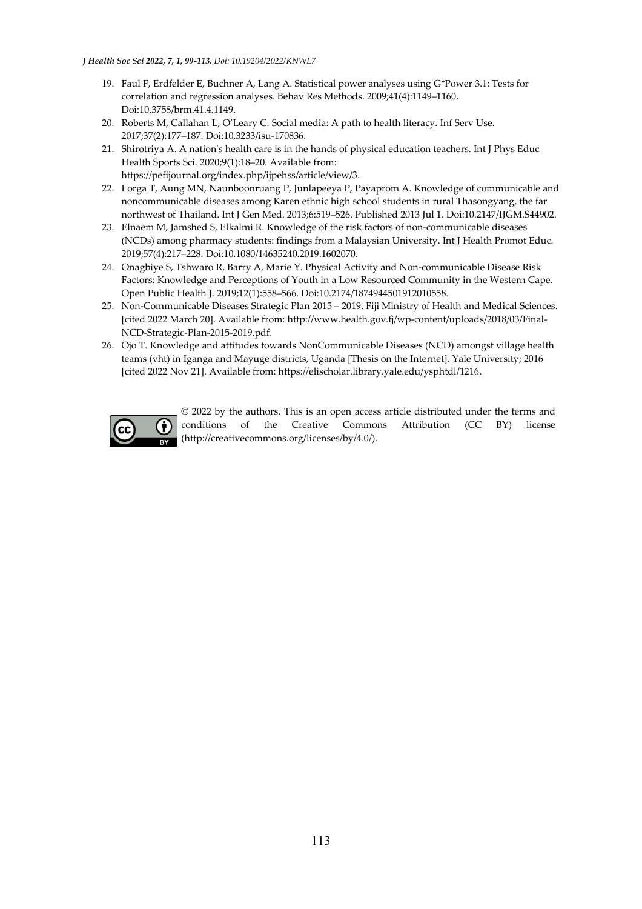19. Faul F, Erdfelder E, Buchner A, Lang A. Statistical power analyses using G*Power 3.1: Tests for correlation and regression analyses. Behav Res Methods. 2009;41(4):1149–1160. Doi:10.3758/brm.41.4.1149.
20. Roberts M, Callahan L, O'Leary C. Social media: A path to health literacy. Inf Serv Use. 2017;37(2):177–187. Doi:10.3233/isu-170836.
21. Shirotriya A. A nation's health care is in the hands of physical education teachers. Int J Phys Educ Health Sports Sci. 2020;9(1):18–20. Available from: https://pefijournal.org/index.php/ijpehss/article/view/3.
22. Lorga T, Aung MN, Naunboonruang P, Junlapeeya P, Payaprom A. Knowledge of communicable and noncommunicable diseases among Karen ethnic high school students in rural Thasongyang, the far northwest of Thailand. Int J Gen Med. 2013;6:519–526. Published 2013 Jul 1. Doi:10.2147/IJGM.S44902.
23. Elnaem M, Jamshed S, Elkalmi R. Knowledge of the risk factors of non-communicable diseases (NCDs) among pharmacy students: findings from a Malaysian University. Int J Health Promot Educ. 2019;57(4):217–228. Doi:10.1080/14635240.2019.1602070.
24. Onagbiye S, Tshwaro R, Barry A, Marie Y. Physical Activity and Non-communicable Disease Risk Factors: Knowledge and Perceptions of Youth in a Low Resourced Community in the Western Cape. Open Public Health J. 2019;12(1):558–566. Doi:10.2174/1874944501912010558.
25. Non-Communicable Diseases Strategic Plan 2015 – 2019. Fiji Ministry of Health and Medical Sciences. [cited 2022 March 20]. Available from: http://www.health.gov.fj/wp-content/uploads/2018/03/Final-NCD-Strategic-Plan-2015-2019.pdf.
26. Ojo T. Knowledge and attitudes towards NonCommunicable Diseases (NCD) amongst village health teams (vht) in Iganga and Mayuge districts, Uganda [Thesis on the Internet]. Yale University; 2016 [cited 2022 Nov 21]. Available from: https://elischolar.library.yale.edu/ysphtdl/1216.

© 2022 by the authors. This is an open access article distributed under the terms and conditions of the Creative Commons Attribution (CC BY) license (http://creativecommons.org/licenses/by/4.0/).